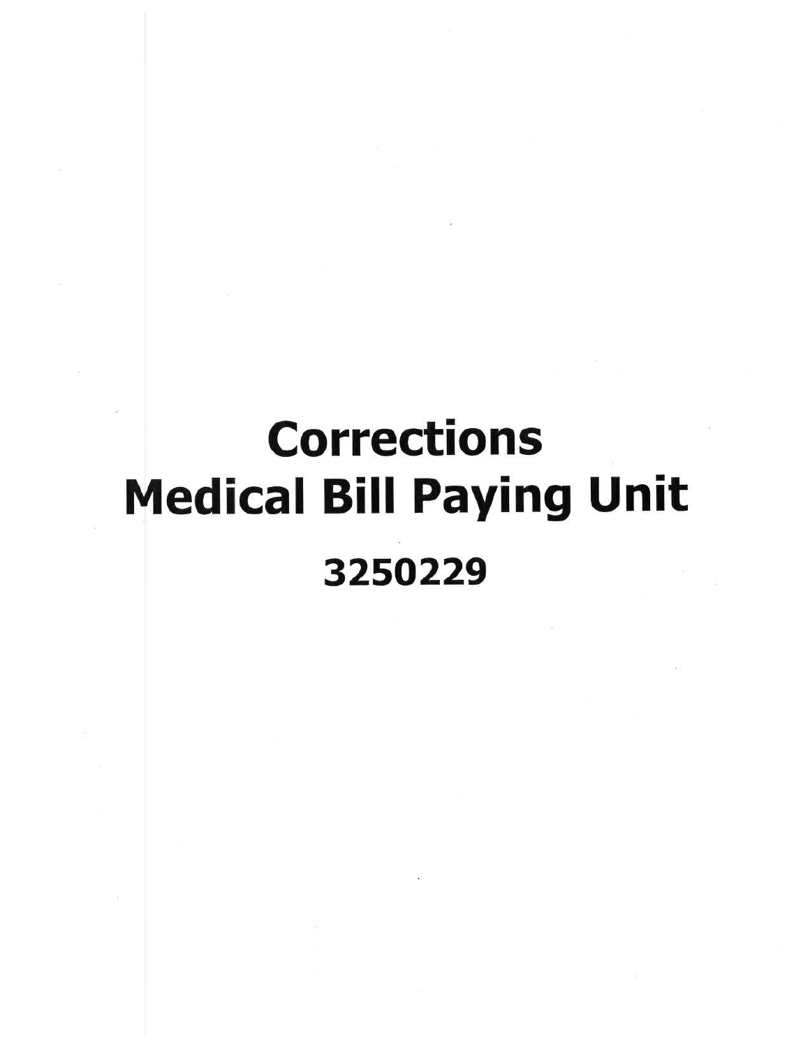# Corrections
# Medical Bill Paying Unit

**3250229**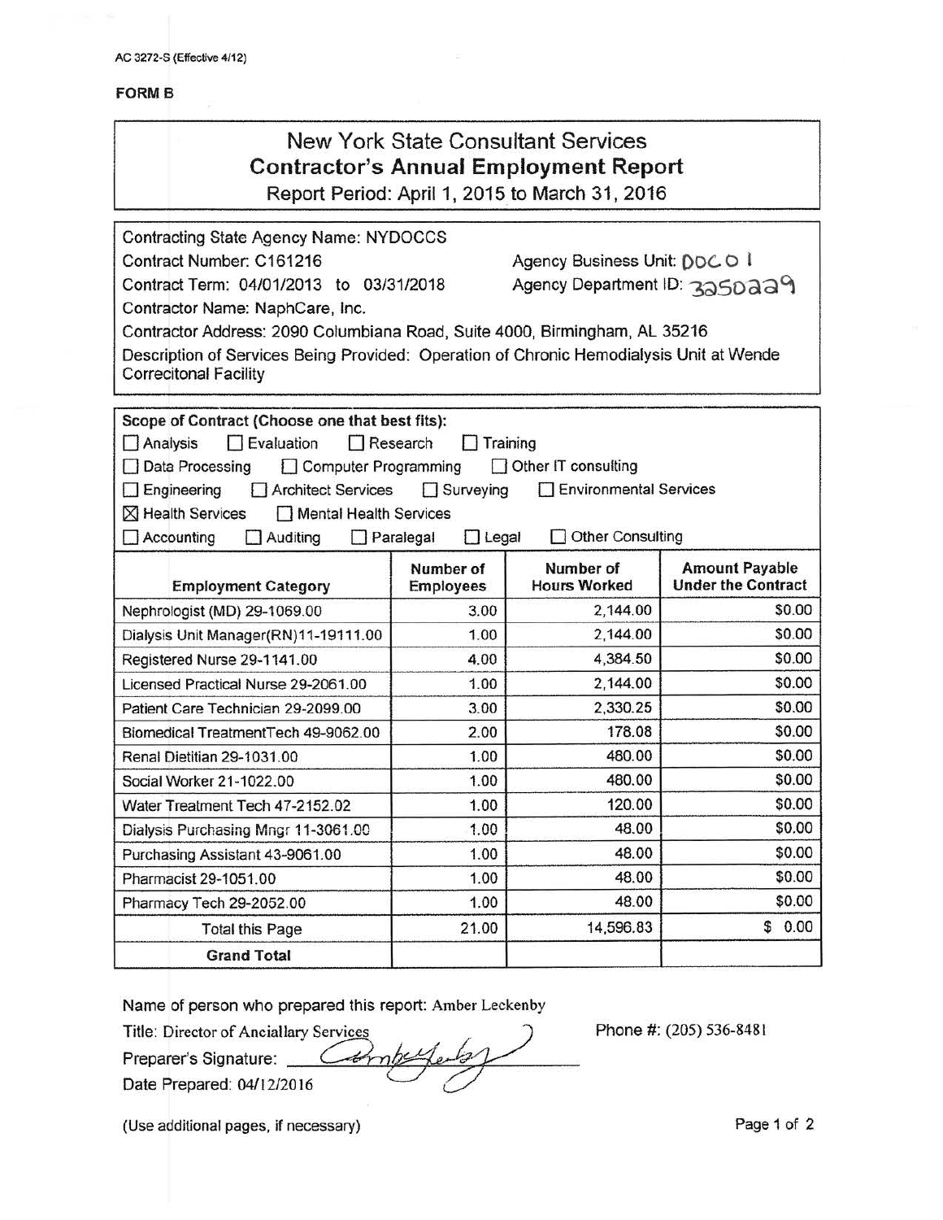AC 3272-S (Effective 4/12)

**FORM B**

# New York State Consultant Services
## Contractor's Annual Employment Report
Report Period: April 1, 2015 to March 31, 2016

Contracting State Agency Name: NYDOCCS

Contract Number: C161216 | Agency Business Unit: DOC01

Contract Term: 04/01/2013 to 03/31/2018 | Agency Department ID: 3250229

Contractor Name: NaphCare, Inc.

Contractor Address: 2090 Columbiana Road, Suite 4000, Birmingham, AL 35216

Description of Services Being Provided: Operation of Chronic Hemodialysis Unit at Wende Correcitonal Facility

**Scope of Contract (Choose one that best fits):**

- ☐ Analysis ☐ Evaluation ☐ Research ☐ Training
- ☐ Data Processing ☐ Computer Programming ☐ Other IT consulting
- ☐ Engineering ☐ Architect Services ☐ Surveying ☐ Environmental Services
- ☒ Health Services ☐ Mental Health Services
- ☐ Accounting ☐ Auditing ☐ Paralegal ☐ Legal ☐ Other Consulting

| Employment Category | Number of Employees | Number of Hours Worked | Amount Payable Under the Contract |
|---|---|---|---|
| Nephrologist (MD) 29-1069.00 | 3.00 | 2,144.00 | $0.00 |
| Dialysis Unit Manager(RN)11-19111.00 | 1.00 | 2,144.00 | $0.00 |
| Registered Nurse 29-1141.00 | 4.00 | 4,384.50 | $0.00 |
| Licensed Practical Nurse 29-2061.00 | 1.00 | 2,144.00 | $0.00 |
| Patient Care Technician 29-2099.00 | 3.00 | 2,330.25 | $0.00 |
| Biomedical TreatmentTech 49-9062.00 | 2.00 | 178.08 | $0.00 |
| Renal Dietitian 29-1031.00 | 1.00 | 480.00 | $0.00 |
| Social Worker 21-1022.00 | 1.00 | 480.00 | $0.00 |
| Water Treatment Tech 47-2152.02 | 1.00 | 120.00 | $0.00 |
| Dialysis Purchasing Mngr 11-3061.00 | 1.00 | 48.00 | $0.00 |
| Purchasing Assistant 43-9061.00 | 1.00 | 48.00 | $0.00 |
| Pharmacist 29-1051.00 | 1.00 | 48.00 | $0.00 |
| Pharmacy Tech 29-2052.00 | 1.00 | 48.00 | $0.00 |
| Total this Page | 21.00 | 14,596.83 | $ 0.00 |
| **Grand Total** | | | |

Name of person who prepared this report: Amber Leckenby

Title: Director of Anciallary Services

Preparer's Signature: [signature]

Date Prepared: 04/12/2016

Phone #: (205) 536-8481

(Use additional pages, if necessary)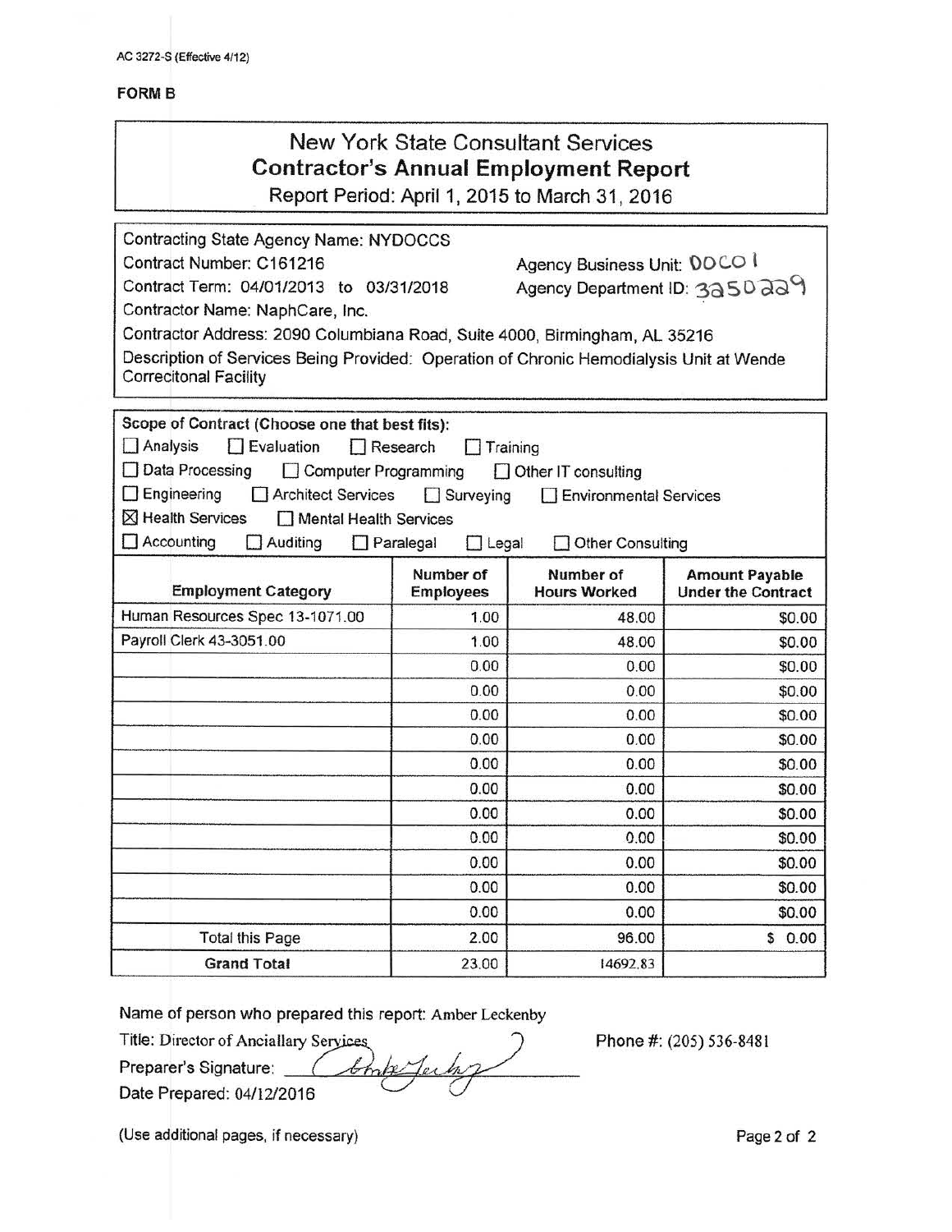AC 3272-S (Effective 4/12)

**FORM B**

# New York State Consultant Services
## Contractor's Annual Employment Report
Report Period: April 1, 2015 to March 31, 2016

Contracting State Agency Name: NYDOCCS

Contract Number: C161216 | Agency Business Unit: DOCC01

Contract Term: 04/01/2013 to 03/31/2018 | Agency Department ID: 3250229

Contractor Name: NaphCare, Inc.

Contractor Address: 2090 Columbiana Road, Suite 4000, Birmingham, AL 35216

Description of Services Being Provided: Operation of Chronic Hemodialysis Unit at Wende Correcitonal Facility

**Scope of Contract (Choose one that best fits):**

- ☐ Analysis ☐ Evaluation ☐ Research ☐ Training
- ☐ Data Processing ☐ Computer Programming ☐ Other IT consulting
- ☐ Engineering ☐ Architect Services ☐ Surveying ☐ Environmental Services
- ☒ Health Services ☐ Mental Health Services
- ☐ Accounting ☐ Auditing ☐ Paralegal ☐ Legal ☐ Other Consulting

| Employment Category | Number of Employees | Number of Hours Worked | Amount Payable Under the Contract |
|---|---|---|---|
| Human Resources Spec 13-1071.00 | 1.00 | 48.00 | $0.00 |
| Payroll Clerk 43-3051.00 | 1.00 | 48.00 | $0.00 |
| | 0.00 | 0.00 | $0.00 |
| | 0.00 | 0.00 | $0.00 |
| | 0.00 | 0.00 | $0.00 |
| | 0.00 | 0.00 | $0.00 |
| | 0.00 | 0.00 | $0.00 |
| | 0.00 | 0.00 | $0.00 |
| | 0.00 | 0.00 | $0.00 |
| | 0.00 | 0.00 | $0.00 |
| | 0.00 | 0.00 | $0.00 |
| | 0.00 | 0.00 | $0.00 |
| | 0.00 | 0.00 | $0.00 |
| Total this Page | 2.00 | 96.00 | $ 0.00 |
| **Grand Total** | 23.00 | 14692.83 | |

Name of person who prepared this report: Amber Leckenby

Title: Director of Anciallary Services

Phone #: (205) 536-8481

Preparer's Signature: *(signature)*

Date Prepared: 04/12/2016

(Use additional pages, if necessary)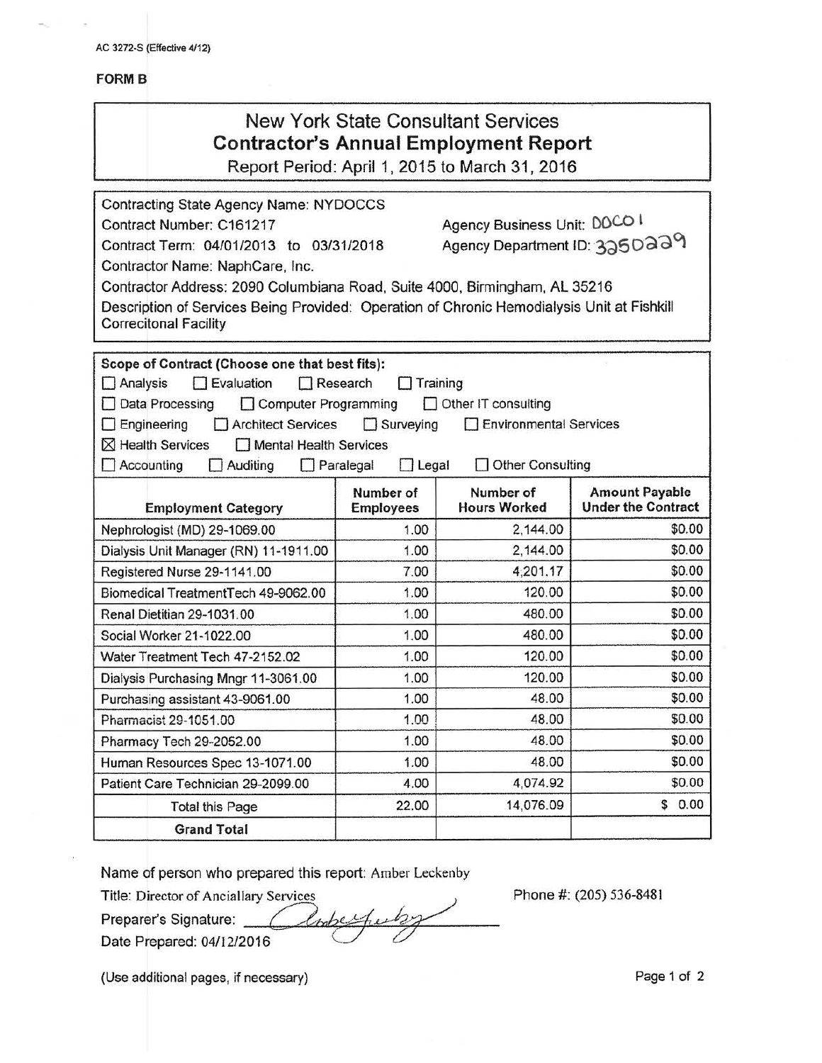AC 3272-S (Effective 4/12)

**FORM B**

# New York State Consultant Services
## Contractor's Annual Employment Report
Report Period: April 1, 2015 to March 31, 2016

Contracting State Agency Name: NYDOCCS
Contract Number: C161217 Agency Business Unit: DOCO1
Contract Term: 04/01/2013 to 03/31/2018 Agency Department ID: 3350229
Contractor Name: NaphCare, Inc.
Contractor Address: 2090 Columbiana Road, Suite 4000, Birmingham, AL 35216
Description of Services Being Provided: Operation of Chronic Hemodialysis Unit at Fishkill Correcitonal Facility

**Scope of Contract (Choose one that best fits):**

☐ Analysis ☐ Evaluation ☐ Research ☐ Training
☐ Data Processing ☐ Computer Programming ☐ Other IT consulting
☐ Engineering ☐ Architect Services ☐ Surveying ☐ Environmental Services
☒ Health Services ☐ Mental Health Services
☐ Accounting ☐ Auditing ☐ Paralegal ☐ Legal ☐ Other Consulting

| Employment Category | Number of Employees | Number of Hours Worked | Amount Payable Under the Contract |
|---|---|---|---|
| Nephrologist (MD) 29-1069.00 | 1.00 | 2,144.00 | $0.00 |
| Dialysis Unit Manager (RN) 11-1911.00 | 1.00 | 2,144.00 | $0.00 |
| Registered Nurse 29-1141.00 | 7.00 | 4,201.17 | $0.00 |
| Biomedical TreatmentTech 49-9062.00 | 1.00 | 120.00 | $0.00 |
| Renal Dietitian 29-1031.00 | 1.00 | 480.00 | $0.00 |
| Social Worker 21-1022.00 | 1.00 | 480.00 | $0.00 |
| Water Treatment Tech 47-2152.02 | 1.00 | 120.00 | $0.00 |
| Dialysis Purchasing Mngr 11-3061.00 | 1.00 | 120.00 | $0.00 |
| Purchasing assistant 43-9061.00 | 1.00 | 48.00 | $0.00 |
| Pharmacist 29-1051.00 | 1.00 | 48.00 | $0.00 |
| Pharmacy Tech 29-2052.00 | 1.00 | 48.00 | $0.00 |
| Human Resources Spec 13-1071.00 | 1.00 | 48.00 | $0.00 |
| Patient Care Technician 29-2099.00 | 4.00 | 4,074.92 | $0.00 |
| Total this Page | 22.00 | 14,076.09 | $ 0.00 |
| **Grand Total** | | | |

Name of person who prepared this report: Amber Leckenby
Title: Director of Anciallary Services Phone #: (205) 536-8481
Preparer's Signature: [signature]
Date Prepared: 04/12/2016

(Use additional pages, if necessary)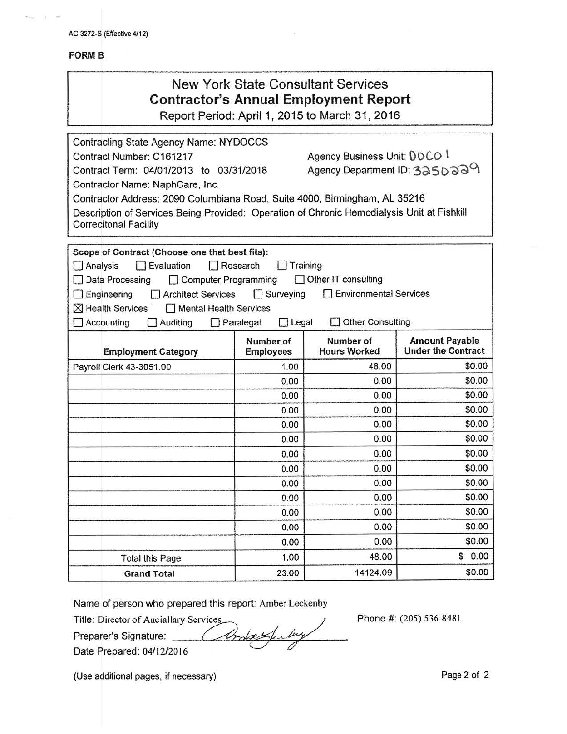AC 3272-S (Effective 4/12)

**FORM B**

# New York State Consultant Services
## Contractor's Annual Employment Report

Report Period: April 1, 2015 to March 31, 2016

Contracting State Agency Name: NYDOCCS

Contract Number: C161217 Agency Business Unit: DOCC01

Contract Term: 04/01/2013 to 03/31/2018 Agency Department ID: 3250229

Contractor Name: NaphCare, Inc.

Contractor Address: 2090 Columbiana Road, Suite 4000, Birmingham, AL 35216

Description of Services Being Provided: Operation of Chronic Hemodialysis Unit at Fishkill Correcitonal Facility

**Scope of Contract (Choose one that best fits):**

☐ Analysis ☐ Evaluation ☐ Research ☐ Training
☐ Data Processing ☐ Computer Programming ☐ Other IT consulting
☐ Engineering ☐ Architect Services ☐ Surveying ☐ Environmental Services
☒ Health Services ☐ Mental Health Services
☐ Accounting ☐ Auditing ☐ Paralegal ☐ Legal ☐ Other Consulting

| Employment Category | Number of Employees | Number of Hours Worked | Amount Payable Under the Contract |
|---|---|---|---|
| Payroll Clerk 43-3051.00 | 1.00 | 48.00 | $0.00 |
| | 0.00 | 0.00 | $0.00 |
| | 0.00 | 0.00 | $0.00 |
| | 0.00 | 0.00 | $0.00 |
| | 0.00 | 0.00 | $0.00 |
| | 0.00 | 0.00 | $0.00 |
| | 0.00 | 0.00 | $0.00 |
| | 0.00 | 0.00 | $0.00 |
| | 0.00 | 0.00 | $0.00 |
| | 0.00 | 0.00 | $0.00 |
| | 0.00 | 0.00 | $0.00 |
| | 0.00 | 0.00 | $0.00 |
| | 0.00 | 0.00 | $0.00 |
| Total this Page | 1.00 | 48.00 | $ 0.00 |
| **Grand Total** | 23.00 | 14124.09 | $0.00 |

Name of person who prepared this report: Amber Leckenby

Title: Director of Anciallary Services

Preparer's Signature: [signature]

Phone #: (205) 536-8481

Date Prepared: 04/12/2016

(Use additional pages, if necessary)